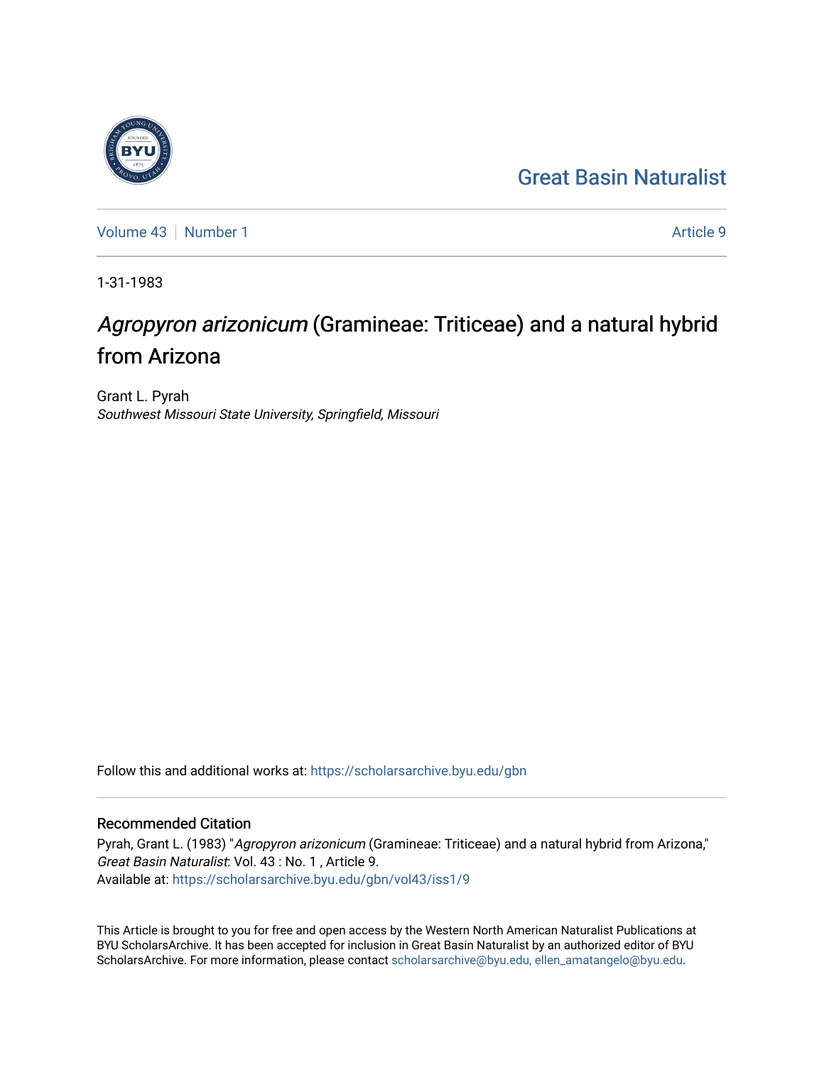Great Basin Naturalist

Volume 43 | Number 1 | Article 9

1-31-1983

# *Agropyron arizonicum* (Gramineae: Triticeae) and a natural hybrid from Arizona

Grant L. Pyrah
*Southwest Missouri State University, Springfield, Missouri*

Follow this and additional works at: https://scholarsarchive.byu.edu/gbn

## Recommended Citation

Pyrah, Grant L. (1983) "*Agropyron arizonicum* (Gramineae: Triticeae) and a natural hybrid from Arizona," *Great Basin Naturalist*: Vol. 43 : No. 1 , Article 9.
Available at: https://scholarsarchive.byu.edu/gbn/vol43/iss1/9

This Article is brought to you for free and open access by the Western North American Naturalist Publications at BYU ScholarsArchive. It has been accepted for inclusion in Great Basin Naturalist by an authorized editor of BYU ScholarsArchive. For more information, please contact scholarsarchive@byu.edu, ellen_amatangelo@byu.edu.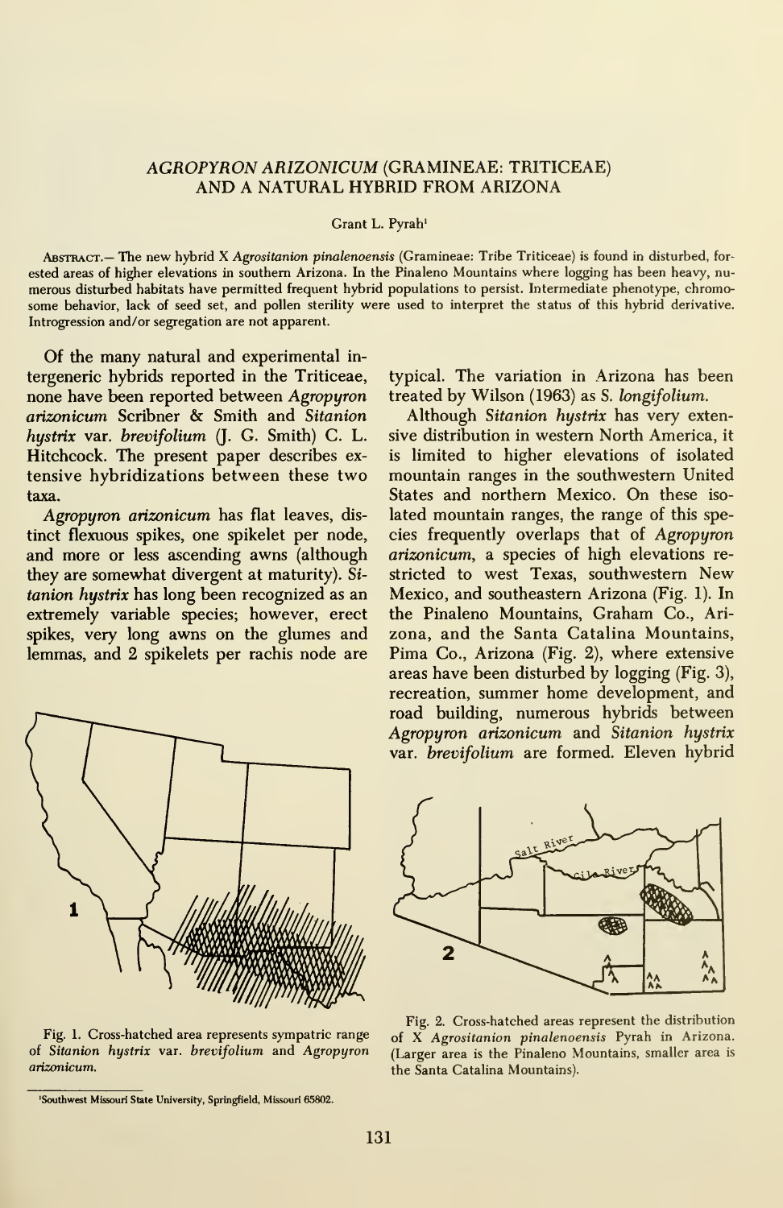## *AGROPYRON ARIZONICUM* (GRAMINEAE: TRITICEAE) AND A NATURAL HYBRID FROM ARIZONA

Grant L. Pyrah[1]

ABSTRACT.— The new hybrid X *Agrositanion pinalenoensis* (Gramineae: Tribe Triticeae) is found in disturbed, forested areas of higher elevations in southern Arizona. In the Pinaleno Mountains where logging has been heavy, numerous disturbed habitats have permitted frequent hybrid populations to persist. Intermediate phenotype, chromosome behavior, lack of seed set, and pollen sterility were used to interpret the status of this hybrid derivative. Introgression and/or segregation are not apparent.

Of the many natural and experimental intergeneric hybrids reported in the Triticeae, none have been reported between *Agropyron arizonicum* Scribner & Smith and *Sitanion hystrix* var. *brevifolium* (J. G. Smith) C. L. Hitchcock. The present paper describes extensive hybridizations between these two taxa.

*Agropyron arizonicum* has flat leaves, distinct flexuous spikes, one spikelet per node, and more or less ascending awns (although they are somewhat divergent at maturity). *Sitanion hystrix* has long been recognized as an extremely variable species; however, erect spikes, very long awns on the glumes and lemmas, and 2 spikelets per rachis node are typical. The variation in Arizona has been treated by Wilson (1963) as *S. longifolium*.

Although *Sitanion hystrix* has very extensive distribution in western North America, it is limited to higher elevations of isolated mountain ranges in the southwestern United States and northern Mexico. On these isolated mountain ranges, the range of this species frequently overlaps that of *Agropyron arizonicum*, a species of high elevations restricted to west Texas, southwestern New Mexico, and southeastern Arizona (Fig. 1). In the Pinaleno Mountains, Graham Co., Arizona, and the Santa Catalina Mountains, Pima Co., Arizona (Fig. 2), where extensive areas have been disturbed by logging (Fig. 3), recreation, summer home development, and road building, numerous hybrids between *Agropyron arizonicum* and *Sitanion hystrix* var. *brevifolium* are formed. Eleven hybrid

1

Fig. 1. Cross-hatched area represents sympatric range of *Sitanion hystrix* var. *brevifolium* and *Agropyron arizonicum*.

Salt River
Gila River
2

Fig. 2. Cross-hatched areas represent the distribution of X *Agrositanion pinalenoensis* Pyrah in Arizona. (Larger area is the Pinaleno Mountains, smaller area is the Santa Catalina Mountains).

[1]Southwest Missouri State University, Springfield, Missouri 65802.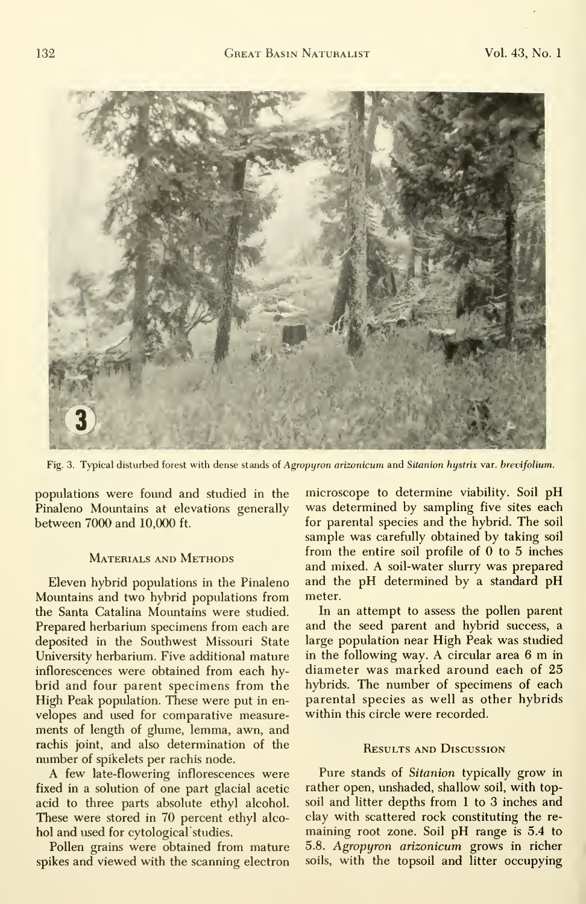Fig. 3. Typical disturbed forest with dense stands of *Agropyron arizonicum* and *Sitanion hystrix* var. *brevifolium*.

populations were found and studied in the Pinaleno Mountains at elevations generally between 7000 and 10,000 ft.

## Materials and Methods

Eleven hybrid populations in the Pinaleno Mountains and two hybrid populations from the Santa Catalina Mountains were studied. Prepared herbarium specimens from each are deposited in the Southwest Missouri State University herbarium. Five additional mature inflorescences were obtained from each hybrid and four parent specimens from the High Peak population. These were put in envelopes and used for comparative measurements of length of glume, lemma, awn, and rachis joint, and also determination of the number of spikelets per rachis node.

A few late-flowering inflorescences were fixed in a solution of one part glacial acetic acid to three parts absolute ethyl alcohol. These were stored in 70 percent ethyl alcohol and used for cytological studies.

Pollen grains were obtained from mature spikes and viewed with the scanning electron microscope to determine viability. Soil pH was determined by sampling five sites each for parental species and the hybrid. The soil sample was carefully obtained by taking soil from the entire soil profile of 0 to 5 inches and mixed. A soil-water slurry was prepared and the pH determined by a standard pH meter.

In an attempt to assess the pollen parent and the seed parent and hybrid success, a large population near High Peak was studied in the following way. A circular area 6 m in diameter was marked around each of 25 hybrids. The number of specimens of each parental species as well as other hybrids within this circle were recorded.

## Results and Discussion

Pure stands of *Sitanion* typically grow in rather open, unshaded, shallow soil, with topsoil and litter depths from 1 to 3 inches and clay with scattered rock constituting the remaining root zone. Soil pH range is 5.4 to 5.8. *Agropyron arizonicum* grows in richer soils, with the topsoil and litter occupying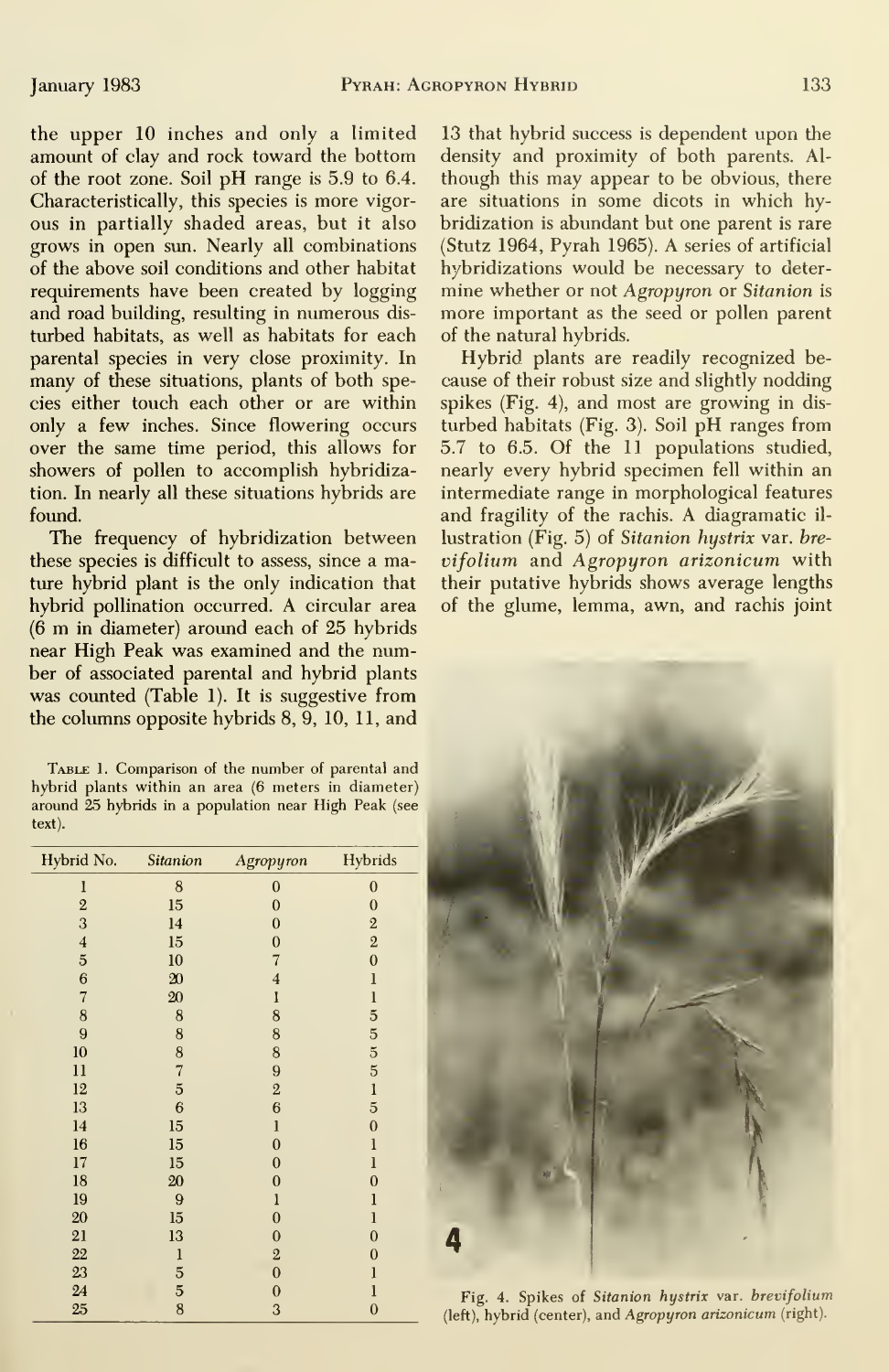the upper 10 inches and only a limited amount of clay and rock toward the bottom of the root zone. Soil pH range is 5.9 to 6.4. Characteristically, this species is more vigorous in partially shaded areas, but it also grows in open sun. Nearly all combinations of the above soil conditions and other habitat requirements have been created by logging and road building, resulting in numerous disturbed habitats, as well as habitats for each parental species in very close proximity. In many of these situations, plants of both species either touch each other or are within only a few inches. Since flowering occurs over the same time period, this allows for showers of pollen to accomplish hybridization. In nearly all these situations hybrids are found.

The frequency of hybridization between these species is difficult to assess, since a mature hybrid plant is the only indication that hybrid pollination occurred. A circular area (6 m in diameter) around each of 25 hybrids near High Peak was examined and the number of associated parental and hybrid plants was counted (Table 1). It is suggestive from the columns opposite hybrids 8, 9, 10, 11, and 13 that hybrid success is dependent upon the density and proximity of both parents. Although this may appear to be obvious, there are situations in some dicots in which hybridization is abundant but one parent is rare (Stutz 1964, Pyrah 1965). A series of artificial hybridizations would be necessary to determine whether or not *Agropyron* or *Sitanion* is more important as the seed or pollen parent of the natural hybrids.

Hybrid plants are readily recognized because of their robust size and slightly nodding spikes (Fig. 4), and most are growing in disturbed habitats (Fig. 3). Soil pH ranges from 5.7 to 6.5. Of the 11 populations studied, nearly every hybrid specimen fell within an intermediate range in morphological features and fragility of the rachis. A diagramatic illustration (Fig. 5) of *Sitanion hystrix* var. *brevifolium* and *Agropyron arizonicum* with their putative hybrids shows average lengths of the glume, lemma, awn, and rachis joint

Table 1. Comparison of the number of parental and hybrid plants within an area (6 meters in diameter) around 25 hybrids in a population near High Peak (see text).

| Hybrid No. | *Sitanion* | *Agropyron* | Hybrids |
|---|---|---|---|
| 1 | 8 | 0 | 0 |
| 2 | 15 | 0 | 0 |
| 3 | 14 | 0 | 2 |
| 4 | 15 | 0 | 2 |
| 5 | 10 | 7 | 0 |
| 6 | 20 | 4 | 1 |
| 7 | 20 | 1 | 1 |
| 8 | 8 | 8 | 5 |
| 9 | 8 | 8 | 5 |
| 10 | 8 | 8 | 5 |
| 11 | 7 | 9 | 5 |
| 12 | 5 | 2 | 1 |
| 13 | 6 | 6 | 5 |
| 14 | 15 | 1 | 0 |
| 16 | 15 | 0 | 1 |
| 17 | 15 | 0 | 1 |
| 18 | 20 | 0 | 0 |
| 19 | 9 | 1 | 1 |
| 20 | 15 | 0 | 1 |
| 21 | 13 | 0 | 0 |
| 22 | 1 | 2 | 0 |
| 23 | 5 | 0 | 1 |
| 24 | 5 | 0 | 1 |
| 25 | 8 | 3 | 0 |

4

Fig. 4. Spikes of *Sitanion hystrix* var. *brevifolium* (left), hybrid (center), and *Agropyron arizonicum* (right).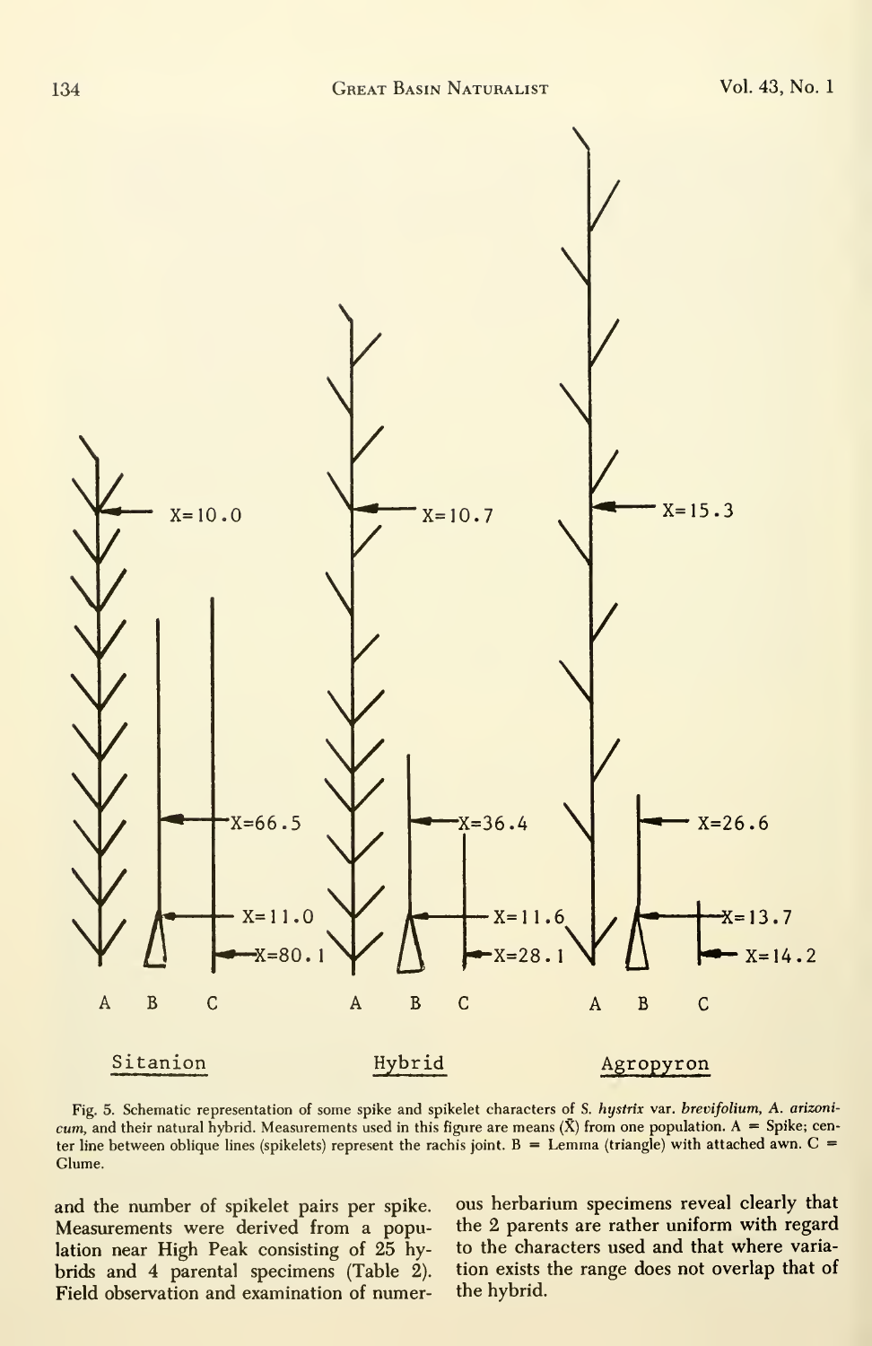X=10.0
X=66.5
X=11.0
X=80.1
A B C
Sitanion

X=10.7
X=36.4
X=11.6
X=28.1
A B C
Hybrid

X=15.3
X=26.6
X=13.7
X=14.2
A B C
Agropyron

Fig. 5. Schematic representation of some spike and spikelet characters of *S. hystrix* var. *brevifolium*, *A. arizonicum*, and their natural hybrid. Measurements used in this figure are means ($\bar{X}$) from one population. A = Spike; center line between oblique lines (spikelets) represent the rachis joint. B = Lemma (triangle) with attached awn. C = Glume.

and the number of spikelet pairs per spike. Measurements were derived from a population near High Peak consisting of 25 hybrids and 4 parental specimens (Table 2). Field observation and examination of numerous herbarium specimens reveal clearly that the 2 parents are rather uniform with regard to the characters used and that where variation exists the range does not overlap that of the hybrid.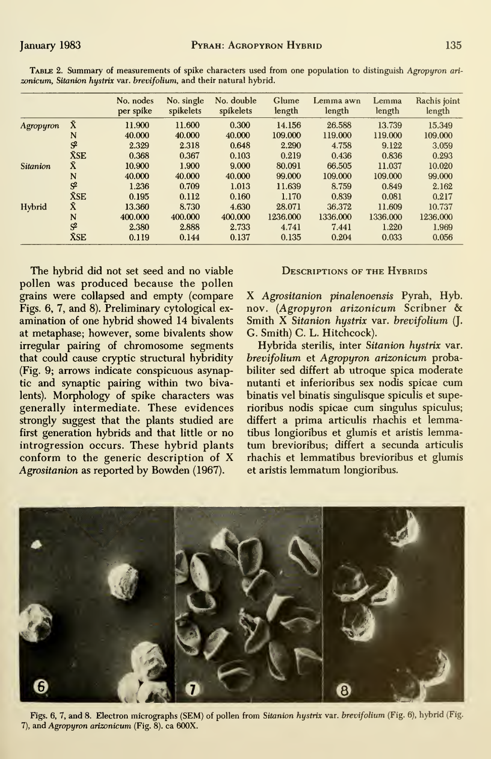Table 2. Summary of measurements of spike characters used from one population to distinguish *Agropyron arizonicum*, *Sitanion hystrix* var. *brevifolium*, and their natural hybrid.

| | | No. nodes per spike | No. single spikelets | No. double spikelets | Glume length | Lemma awn length | Lemma length | Rachis joint length |
|---|---|---|---|---|---|---|---|---|
| *Agropyron* | $\bar{X}$ | 11.900 | 11.600 | 0.300 | 14.156 | 26.588 | 13.739 | 15.349 |
| | N | 40.000 | 40.000 | 40.000 | 109.000 | 119.000 | 119.000 | 109.000 |
| | $S^2$ | 2.329 | 2.318 | 0.648 | 2.290 | 4.758 | 9.122 | 3.059 |
| | $\bar{X}$SE | 0.368 | 0.367 | 0.103 | 0.219 | 0.436 | 0.836 | 0.293 |
| *Sitanion* | $\bar{X}$ | 10.900 | 1.900 | 9.000 | 80.091 | 66.505 | 11.037 | 10.020 |
| | N | 40.000 | 40.000 | 40.000 | 99.000 | 109.000 | 109.000 | 99.000 |
| | $S^2$ | 1.236 | 0.709 | 1.013 | 11.639 | 8.759 | 0.849 | 2.162 |
| | $\bar{X}$SE | 0.195 | 0.112 | 0.160 | 1.170 | 0.839 | 0.081 | 0.217 |
| Hybrid | $\bar{X}$ | 13.360 | 8.730 | 4.630 | 28.071 | 36.372 | 11.609 | 10.737 |
| | N | 400.000 | 400.000 | 400.000 | 1236.000 | 1336.000 | 1336.000 | 1236.000 |
| | $S^2$ | 2.380 | 2.888 | 2.733 | 4.741 | 7.441 | 1.220 | 1.969 |
| | $\bar{X}$SE | 0.119 | 0.144 | 0.137 | 0.135 | 0.204 | 0.033 | 0.056 |

The hybrid did not set seed and no viable pollen was produced because the pollen grains were collapsed and empty (compare Figs. 6, 7, and 8). Preliminary cytological examination of one hybrid showed 14 bivalents at metaphase; however, some bivalents show irregular pairing of chromosome segments that could cause cryptic structural hybridity (Fig. 9; arrows indicate conspicuous asynaptic and synaptic pairing within two bivalents). Morphology of spike characters was generally intermediate. These evidences strongly suggest that the plants studied are first generation hybrids and that little or no introgression occurs. These hybrid plants conform to the generic description of X *Agrositanion* as reported by Bowden (1967).

## Descriptions of the Hybrids

X *Agrositanion pinalenoensis* Pyrah, Hyb. nov. (*Agropyron arizonicum* Scribner & Smith X *Sitanion hystrix* var. *brevifolium* (J. G. Smith) C. L. Hitchcock).

Hybrida sterilis, inter *Sitanion hystrix* var. *brevifolium* et *Agropyron arizonicum* probabiliter sed differt ab utroque spica moderate nutanti et inferioribus sex nodis spicae cum binatis vel binatis singulisque spiculis et superioribus nodis spicae cum singulus spiculus; differt a prima articulis rhachis et lemmatibus longioribus et glumis et aristis lemmatum brevioribus; differt a secunda articulis rhachis et lemmatibus brevioribus et glumis et aristis lemmatum longioribus.

Figs. 6, 7, and 8. Electron micrographs (SEM) of pollen from *Sitanion hystrix* var. *brevifolium* (Fig. 6), hybrid (Fig. 7), and *Agropyron arizonicum* (Fig. 8). ca 600X.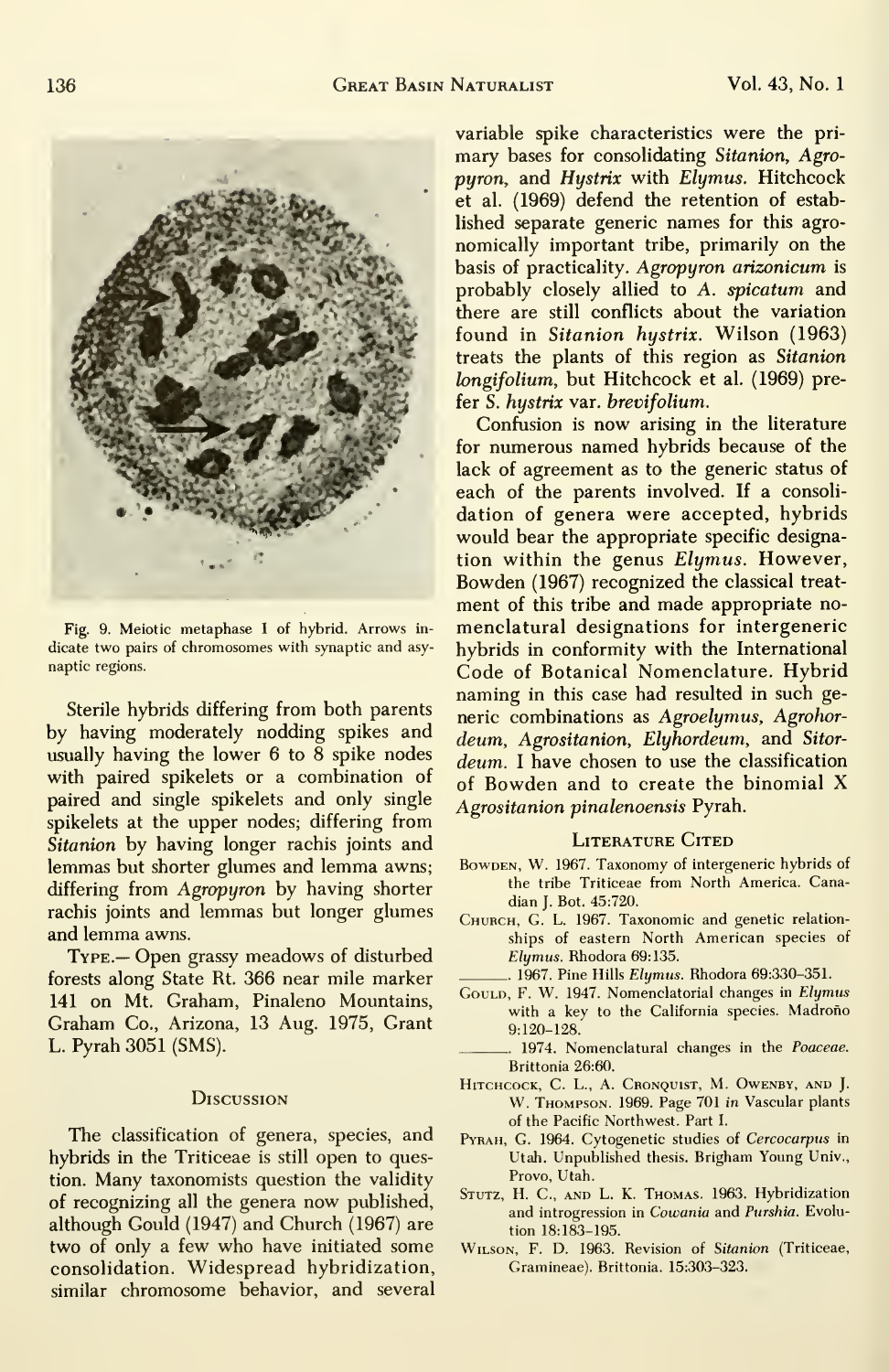Fig. 9. Meiotic metaphase I of hybrid. Arrows indicate two pairs of chromosomes with synaptic and asynaptic regions.

Sterile hybrids differing from both parents by having moderately nodding spikes and usually having the lower 6 to 8 spike nodes with paired spikelets or a combination of paired and single spikelets and only single spikelets at the upper nodes; differing from *Sitanion* by having longer rachis joints and lemmas but shorter glumes and lemma awns; differing from *Agropyron* by having shorter rachis joints and lemmas but longer glumes and lemma awns.

Type.— Open grassy meadows of disturbed forests along State Rt. 366 near mile marker 141 on Mt. Graham, Pinaleno Mountains, Graham Co., Arizona, 13 Aug. 1975, Grant L. Pyrah 3051 (SMS).

## Discussion

The classification of genera, species, and hybrids in the Triticeae is still open to question. Many taxonomists question the validity of recognizing all the genera now published, although Gould (1947) and Church (1967) are two of only a few who have initiated some consolidation. Widespread hybridization, similar chromosome behavior, and several variable spike characteristics were the primary bases for consolidating *Sitanion*, *Agropyron*, and *Hystrix* with *Elymus*. Hitchcock et al. (1969) defend the retention of established separate generic names for this agronomically important tribe, primarily on the basis of practicality. *Agropyron arizonicum* is probably closely allied to *A. spicatum* and there are still conflicts about the variation found in *Sitanion hystrix*. Wilson (1963) treats the plants of this region as *Sitanion longifolium*, but Hitchcock et al. (1969) prefer *S. hystrix* var. *brevifolium*.

Confusion is now arising in the literature for numerous named hybrids because of the lack of agreement as to the generic status of each of the parents involved. If a consolidation of genera were accepted, hybrids would bear the appropriate specific designation within the genus *Elymus*. However, Bowden (1967) recognized the classical treatment of this tribe and made appropriate nomenclatural designations for intergeneric hybrids in conformity with the International Code of Botanical Nomenclature. Hybrid naming in this case had resulted in such generic combinations as *Agroelymus*, *Agrohordeum*, *Agrositanion*, *Elyhordeum*, and *Sitordeum*. I have chosen to use the classification of Bowden and to create the binomial X *Agrositanion pinalenoensis* Pyrah.

## Literature Cited

Bowden, W. 1967. Taxonomy of intergeneric hybrids of the tribe Triticeae from North America. Canadian J. Bot. 45:720.

Church, G. L. 1967. Taxonomic and genetic relationships of eastern North American species of *Elymus*. Rhodora 69:135.

______. 1967. Pine Hills *Elymus*. Rhodora 69:330–351.

Gould, F. W. 1947. Nomenclatorial changes in *Elymus* with a key to the California species. Madroño 9:120–128.

______. 1974. Nomenclatural changes in the *Poaceae*. Brittonia 26:60.

Hitchcock, C. L., A. Cronquist, M. Owenby, and J. W. Thompson. 1969. Page 701 *in* Vascular plants of the Pacific Northwest. Part I.

Pyrah, G. 1964. Cytogenetic studies of *Cercocarpus* in Utah. Unpublished thesis. Brigham Young Univ., Provo, Utah.

Stutz, H. C., and L. K. Thomas. 1963. Hybridization and introgression in *Cowania* and *Purshia*. Evolution 18:183–195.

Wilson, F. D. 1963. Revision of *Sitanion* (Triticeae, Gramineae). Brittonia. 15:303–323.